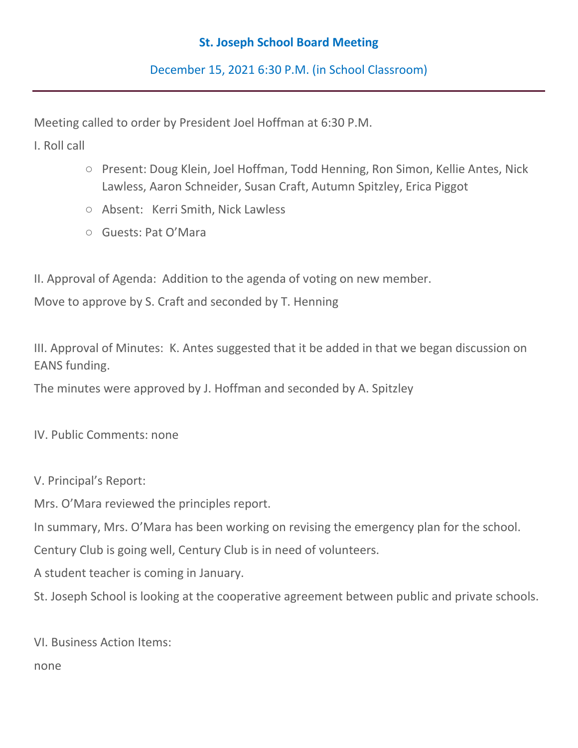# St. Joseph School Board Meeting

## December 15, 2021 6:30 P.M. (in School Classroom)

---

Meeting called to order by President Joel Hoffman at 6:30 P.M.

I. Roll call

- Present: Doug Klein, Joel Hoffman, Todd Henning, Ron Simon, Kellie Antes, Nick Lawless, Aaron Schneider, Susan Craft, Autumn Spitzley, Erica Piggot
- Absent: Kerri Smith, Nick Lawless
- Guests: Pat O'Mara

II. Approval of Agenda: Addition to the agenda of voting on new member.

Move to approve by S. Craft and seconded by T. Henning

III. Approval of Minutes: K. Antes suggested that it be added in that we began discussion on EANS funding.

The minutes were approved by J. Hoffman and seconded by A. Spitzley

IV. Public Comments: none

V. Principal's Report:

Mrs. O'Mara reviewed the principles report.

In summary, Mrs. O'Mara has been working on revising the emergency plan for the school.

Century Club is going well, Century Club is in need of volunteers.

A student teacher is coming in January.

St. Joseph School is looking at the cooperative agreement between public and private schools.

VI. Business Action Items:

none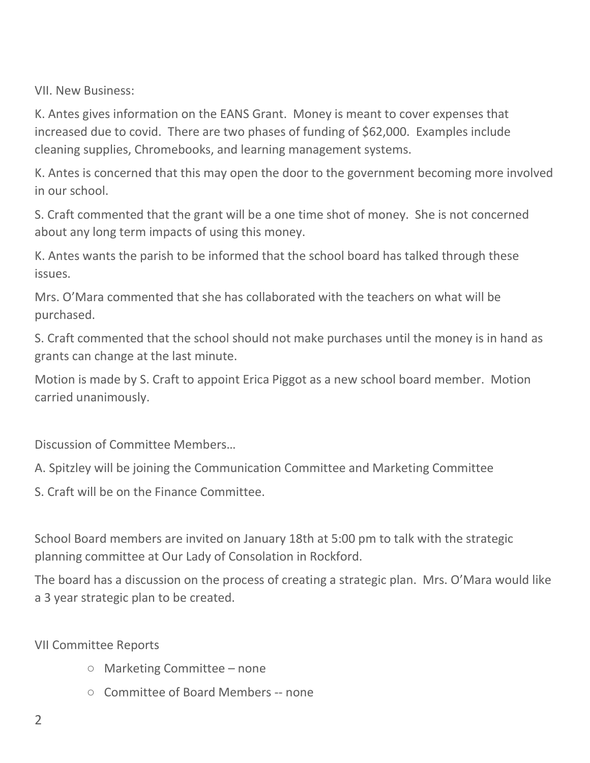VII. New Business:

K. Antes gives information on the EANS Grant. Money is meant to cover expenses that increased due to covid. There are two phases of funding of $62,000. Examples include cleaning supplies, Chromebooks, and learning management systems.

K. Antes is concerned that this may open the door to the government becoming more involved in our school.

S. Craft commented that the grant will be a one time shot of money. She is not concerned about any long term impacts of using this money.

K. Antes wants the parish to be informed that the school board has talked through these issues.

Mrs. O'Mara commented that she has collaborated with the teachers on what will be purchased.

S. Craft commented that the school should not make purchases until the money is in hand as grants can change at the last minute.

Motion is made by S. Craft to appoint Erica Piggot as a new school board member. Motion carried unanimously.

Discussion of Committee Members…

A. Spitzley will be joining the Communication Committee and Marketing Committee

S. Craft will be on the Finance Committee.

School Board members are invited on January 18th at 5:00 pm to talk with the strategic planning committee at Our Lady of Consolation in Rockford.

The board has a discussion on the process of creating a strategic plan. Mrs. O'Mara would like a 3 year strategic plan to be created.

VII Committee Reports

- Marketing Committee – none
- Committee of Board Members -- none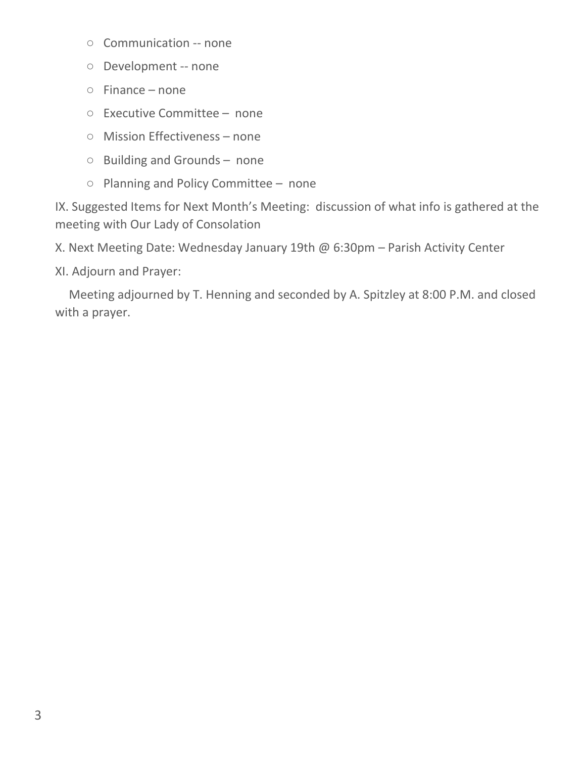- Communication -- none
- Development -- none
- Finance – none
- Executive Committee – none
- Mission Effectiveness – none
- Building and Grounds – none
- Planning and Policy Committee – none

IX. Suggested Items for Next Month's Meeting: discussion of what info is gathered at the meeting with Our Lady of Consolation

X. Next Meeting Date: Wednesday January 19th @ 6:30pm – Parish Activity Center

XI. Adjourn and Prayer:

Meeting adjourned by T. Henning and seconded by A. Spitzley at 8:00 P.M. and closed with a prayer.